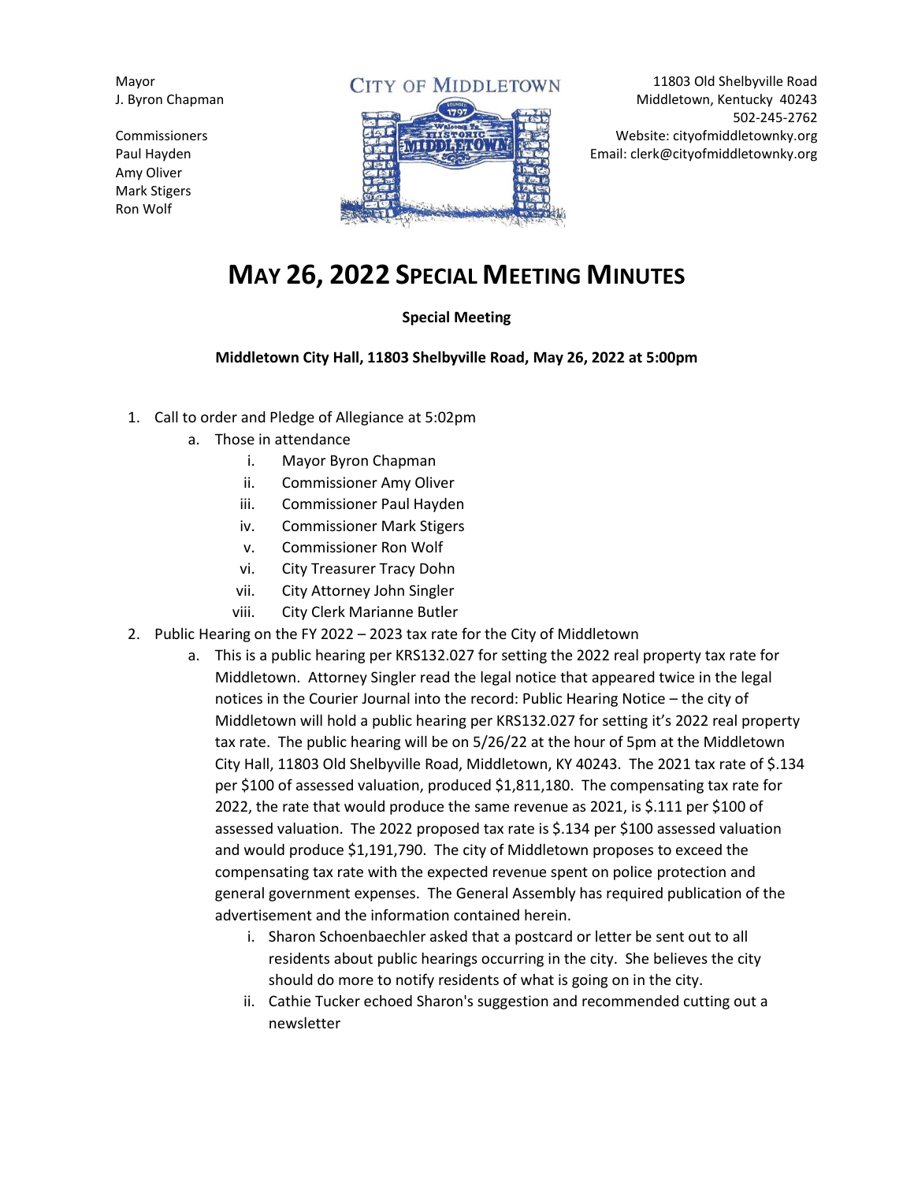Mayor
J. Byron Chapman

Commissioners
Paul Hayden
Amy Oliver
Mark Stigers
Ron Wolf

CITY OF MIDDLETOWN

11803 Old Shelbyville Road
Middletown, Kentucky 40243
502-245-2762
Website: cityofmiddletownky.org
Email: clerk@cityofmiddletownky.org

# MAY 26, 2022 SPECIAL MEETING MINUTES

**Special Meeting**

**Middletown City Hall, 11803 Shelbyville Road, May 26, 2022 at 5:00pm**

1. Call to order and Pledge of Allegiance at 5:02pm
   a. Those in attendance
      i. Mayor Byron Chapman
      ii. Commissioner Amy Oliver
      iii. Commissioner Paul Hayden
      iv. Commissioner Mark Stigers
      v. Commissioner Ron Wolf
      vi. City Treasurer Tracy Dohn
      vii. City Attorney John Singler
      viii. City Clerk Marianne Butler
2. Public Hearing on the FY 2022 – 2023 tax rate for the City of Middletown
   a. This is a public hearing per KRS132.027 for setting the 2022 real property tax rate for Middletown. Attorney Singler read the legal notice that appeared twice in the legal notices in the Courier Journal into the record: Public Hearing Notice – the city of Middletown will hold a public hearing per KRS132.027 for setting it's 2022 real property tax rate. The public hearing will be on 5/26/22 at the hour of 5pm at the Middletown City Hall, 11803 Old Shelbyville Road, Middletown, KY 40243. The 2021 tax rate of $.134 per $100 of assessed valuation, produced $1,811,180. The compensating tax rate for 2022, the rate that would produce the same revenue as 2021, is $.111 per $100 of assessed valuation. The 2022 proposed tax rate is $.134 per $100 assessed valuation and would produce $1,191,790. The city of Middletown proposes to exceed the compensating tax rate with the expected revenue spent on police protection and general government expenses. The General Assembly has required publication of the advertisement and the information contained herein.
      i. Sharon Schoenbaechler asked that a postcard or letter be sent out to all residents about public hearings occurring in the city. She believes the city should do more to notify residents of what is going on in the city.
      ii. Cathie Tucker echoed Sharon's suggestion and recommended cutting out a newsletter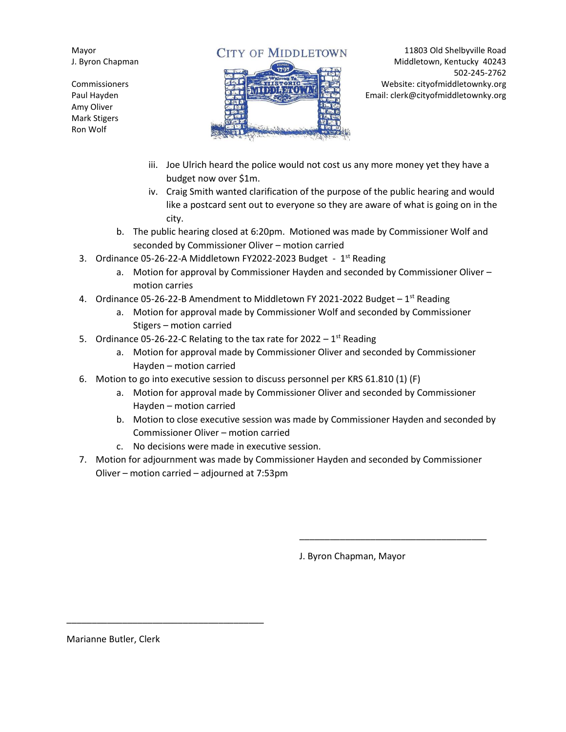Mayor
J. Byron Chapman

Commissioners
Paul Hayden
Amy Oliver
Mark Stigers
Ron Wolf

CITY OF MIDDLETOWN

11803 Old Shelbyville Road
Middletown, Kentucky 40243
502-245-2762
Website: cityofmiddletownky.org
Email: clerk@cityofmiddletownky.org

   iii. Joe Ulrich heard the police would not cost us any more money yet they have a budget now over $1m.
   iv. Craig Smith wanted clarification of the purpose of the public hearing and would like a postcard sent out to everyone so they are aware of what is going on in the city.

  b. The public hearing closed at 6:20pm. Motioned was made by Commissioner Wolf and seconded by Commissioner Oliver – motion carried

3. Ordinance 05-26-22-A Middletown FY2022-2023 Budget - 1st Reading
   a. Motion for approval by Commissioner Hayden and seconded by Commissioner Oliver – motion carries
4. Ordinance 05-26-22-B Amendment to Middletown FY 2021-2022 Budget – 1st Reading
   a. Motion for approval made by Commissioner Wolf and seconded by Commissioner Stigers – motion carried
5. Ordinance 05-26-22-C Relating to the tax rate for 2022 – 1st Reading
   a. Motion for approval made by Commissioner Oliver and seconded by Commissioner Hayden – motion carried
6. Motion to go into executive session to discuss personnel per KRS 61.810 (1) (F)
   a. Motion for approval made by Commissioner Oliver and seconded by Commissioner Hayden – motion carried
   b. Motion to close executive session was made by Commissioner Hayden and seconded by Commissioner Oliver – motion carried
   c. No decisions were made in executive session.
7. Motion for adjournment was made by Commissioner Hayden and seconded by Commissioner Oliver – motion carried – adjourned at 7:53pm

______________________________________

J. Byron Chapman, Mayor

______________________________________

Marianne Butler, Clerk